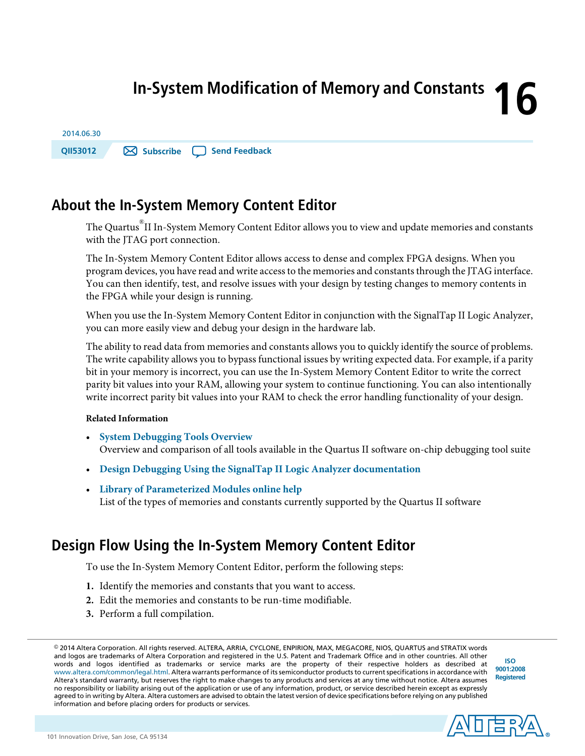# In-System Modification of Memory and Constants 16

2014.06.30

QII53012 Subscribe Send Feedback

## About the In-System Memory Content Editor

The Quartus® II In-System Memory Content Editor allows you to view and update memories and constants with the JTAG port connection.

The In-System Memory Content Editor allows access to dense and complex FPGA designs. When you program devices, you have read and write access to the memories and constants through the JTAG interface. You can then identify, test, and resolve issues with your design by testing changes to memory contents in the FPGA while your design is running.

When you use the In-System Memory Content Editor in conjunction with the SignalTap II Logic Analyzer, you can more easily view and debug your design in the hardware lab.

The ability to read data from memories and constants allows you to quickly identify the source of problems. The write capability allows you to bypass functional issues by writing expected data. For example, if a parity bit in your memory is incorrect, you can use the In-System Memory Content Editor to write the correct parity bit values into your RAM, allowing your system to continue functioning. You can also intentionally write incorrect parity bit values into your RAM to check the error handling functionality of your design.

**Related Information**

- **System Debugging Tools Overview**
  Overview and comparison of all tools available in the Quartus II software on-chip debugging tool suite
- **Design Debugging Using the SignalTap II Logic Analyzer documentation**
- **Library of Parameterized Modules online help**
  List of the types of memories and constants currently supported by the Quartus II software

## Design Flow Using the In-System Memory Content Editor

To use the In-System Memory Content Editor, perform the following steps:

1. Identify the memories and constants that you want to access.
2. Edit the memories and constants to be run-time modifiable.
3. Perform a full compilation.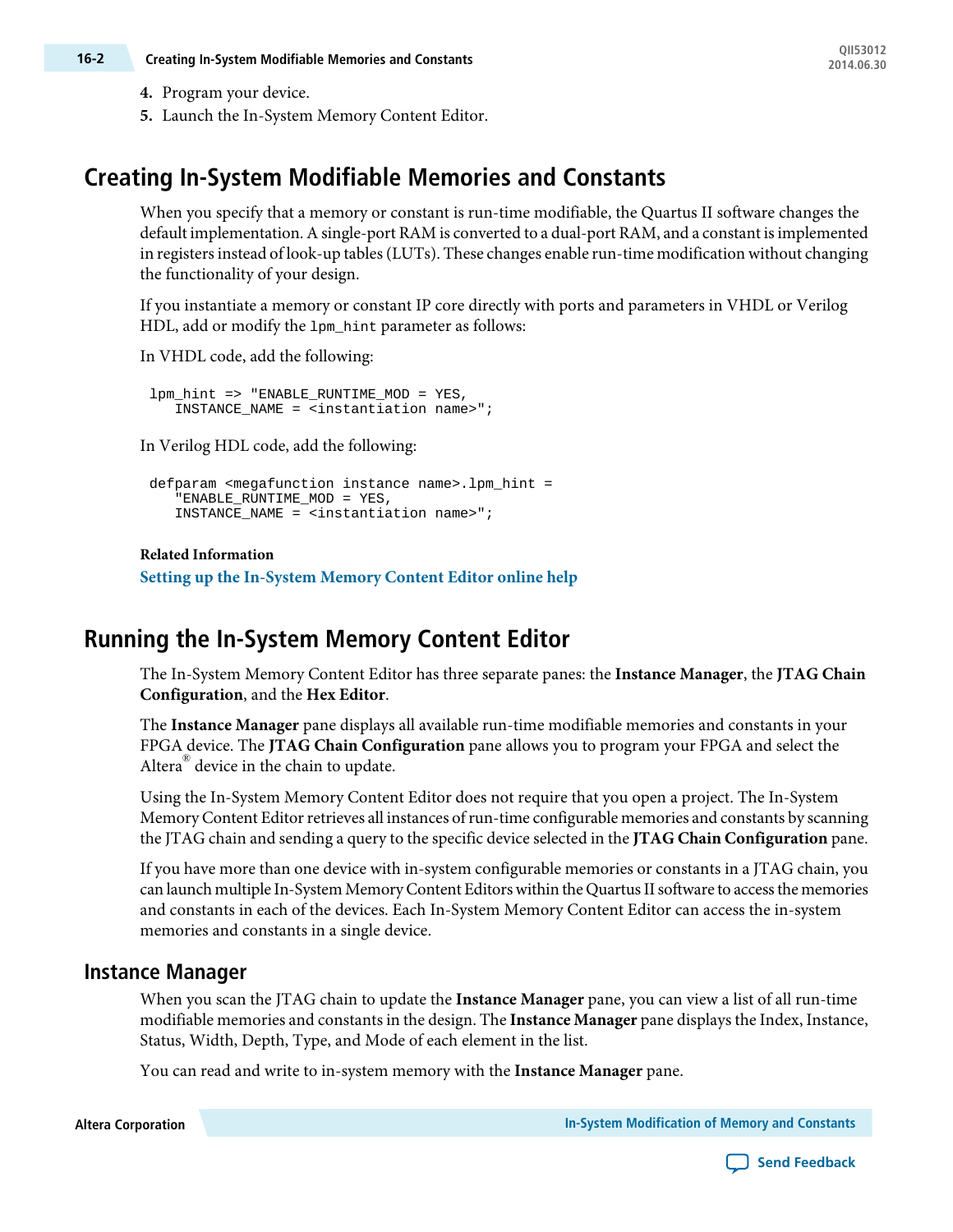4. Program your device.
5. Launch the In-System Memory Content Editor.

## Creating In-System Modifiable Memories and Constants

When you specify that a memory or constant is run-time modifiable, the Quartus II software changes the default implementation. A single-port RAM is converted to a dual-port RAM, and a constant is implemented in registers instead of look-up tables (LUTs). These changes enable run-time modification without changing the functionality of your design.

If you instantiate a memory or constant IP core directly with ports and parameters in VHDL or Verilog HDL, add or modify the `lpm_hint` parameter as follows:

In VHDL code, add the following:

```
lpm_hint => "ENABLE_RUNTIME_MOD = YES,
   INSTANCE_NAME = <instantiation name>";
```

In Verilog HDL code, add the following:

```
defparam <megafunction instance name>.lpm_hint =
   "ENABLE_RUNTIME_MOD = YES,
   INSTANCE_NAME = <instantiation name>";
```

**Related Information**

**Setting up the In-System Memory Content Editor online help**

## Running the In-System Memory Content Editor

The In-System Memory Content Editor has three separate panes: the **Instance Manager**, the **JTAG Chain Configuration**, and the **Hex Editor**.

The **Instance Manager** pane displays all available run-time modifiable memories and constants in your FPGA device. The **JTAG Chain Configuration** pane allows you to program your FPGA and select the Altera® device in the chain to update.

Using the In-System Memory Content Editor does not require that you open a project. The In-System Memory Content Editor retrieves all instances of run-time configurable memories and constants by scanning the JTAG chain and sending a query to the specific device selected in the **JTAG Chain Configuration** pane.

If you have more than one device with in-system configurable memories or constants in a JTAG chain, you can launch multiple In-System Memory Content Editors within the Quartus II software to access the memories and constants in each of the devices. Each In-System Memory Content Editor can access the in-system memories and constants in a single device.

### Instance Manager

When you scan the JTAG chain to update the **Instance Manager** pane, you can view a list of all run-time modifiable memories and constants in the design. The **Instance Manager** pane displays the Index, Instance, Status, Width, Depth, Type, and Mode of each element in the list.

You can read and write to in-system memory with the **Instance Manager** pane.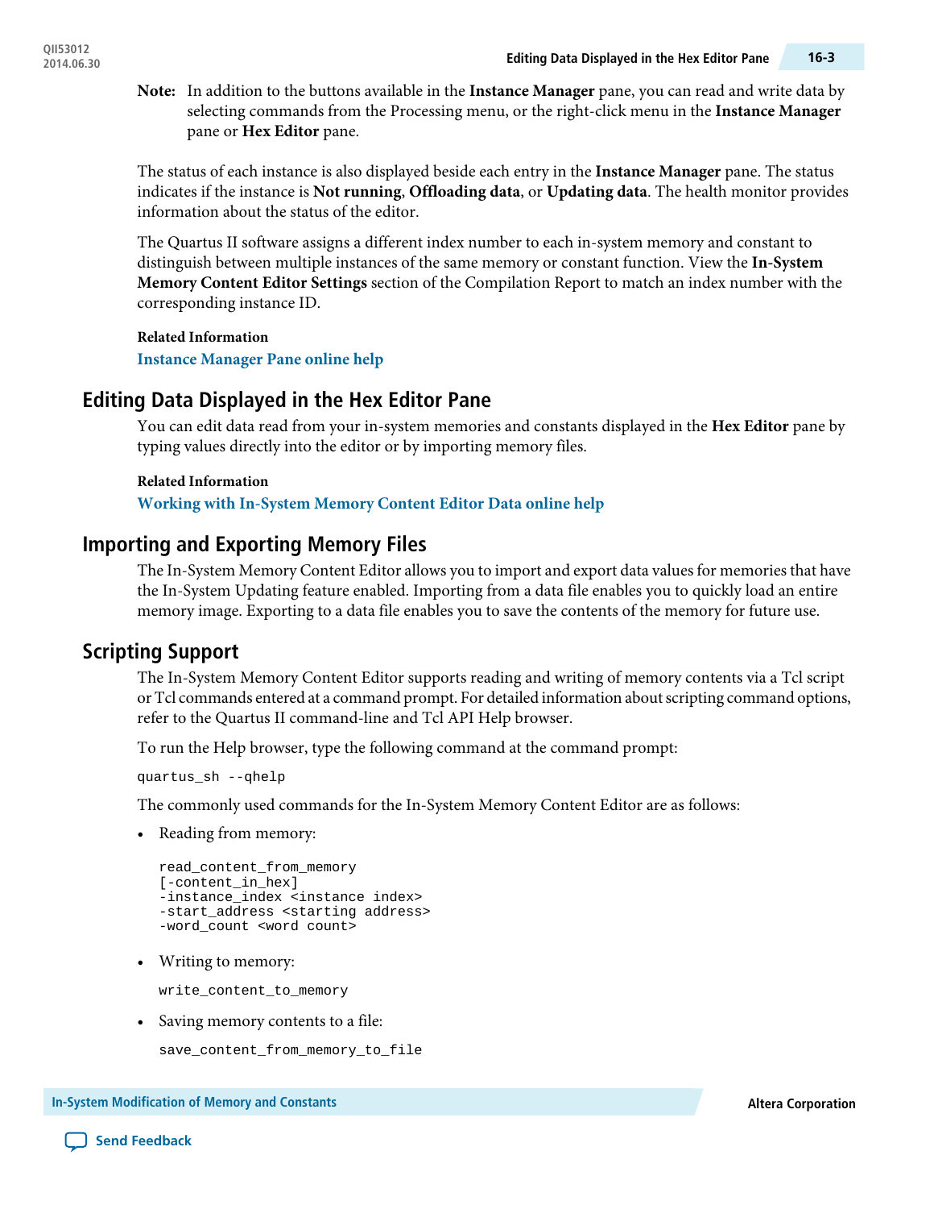**Note:** In addition to the buttons available in the **Instance Manager** pane, you can read and write data by selecting commands from the Processing menu, or the right-click menu in the **Instance Manager** pane or **Hex Editor** pane.

The status of each instance is also displayed beside each entry in the **Instance Manager** pane. The status indicates if the instance is **Not running**, **Offloading data**, or **Updating data**. The health monitor provides information about the status of the editor.

The Quartus II software assigns a different index number to each in-system memory and constant to distinguish between multiple instances of the same memory or constant function. View the **In-System Memory Content Editor Settings** section of the Compilation Report to match an index number with the corresponding instance ID.

**Related Information**

Instance Manager Pane online help

## Editing Data Displayed in the Hex Editor Pane

You can edit data read from your in-system memories and constants displayed in the **Hex Editor** pane by typing values directly into the editor or by importing memory files.

**Related Information**

Working with In-System Memory Content Editor Data online help

## Importing and Exporting Memory Files

The In-System Memory Content Editor allows you to import and export data values for memories that have the In-System Updating feature enabled. Importing from a data file enables you to quickly load an entire memory image. Exporting to a data file enables you to save the contents of the memory for future use.

## Scripting Support

The In-System Memory Content Editor supports reading and writing of memory contents via a Tcl script or Tcl commands entered at a command prompt. For detailed information about scripting command options, refer to the Quartus II command-line and Tcl API Help browser.

To run the Help browser, type the following command at the command prompt:

```
quartus_sh --qhelp
```

The commonly used commands for the In-System Memory Content Editor are as follows:

- Reading from memory:

  ```
  read_content_from_memory
  [-content_in_hex]
  -instance_index <instance index>
  -start_address <starting address>
  -word_count <word count>
  ```

- Writing to memory:

  ```
  write_content_to_memory
  ```

- Saving memory contents to a file:

  ```
  save_content_from_memory_to_file
  ```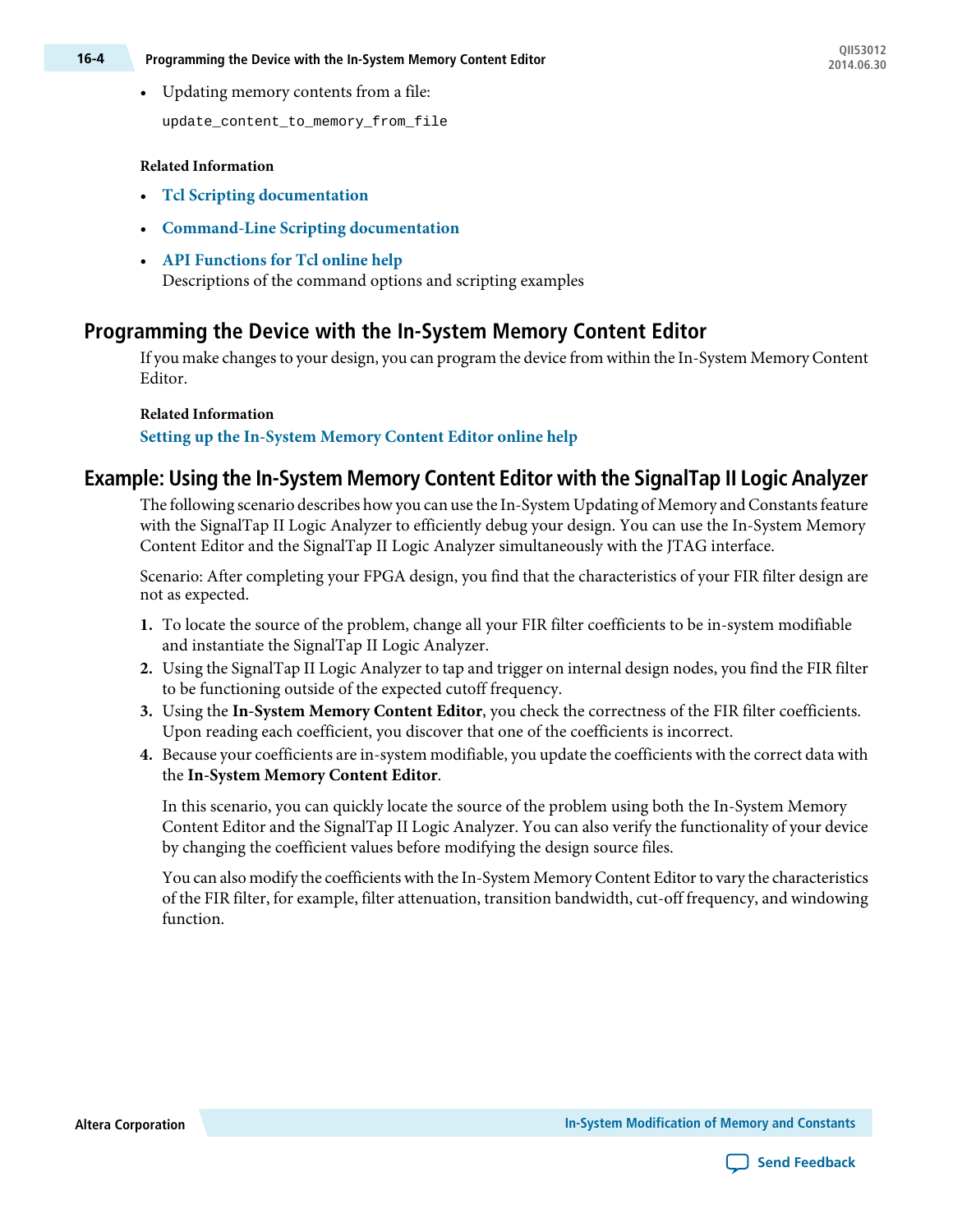- Updating memory contents from a file:

```
update_content_to_memory_from_file
```

**Related Information**

- **Tcl Scripting documentation**
- **Command-Line Scripting documentation**
- **API Functions for Tcl online help**
  Descriptions of the command options and scripting examples

## Programming the Device with the In-System Memory Content Editor

If you make changes to your design, you can program the device from within the In-System Memory Content Editor.

**Related Information**

**Setting up the In-System Memory Content Editor online help**

## Example: Using the In-System Memory Content Editor with the SignalTap II Logic Analyzer

The following scenario describes how you can use the In-System Updating of Memory and Constants feature with the SignalTap II Logic Analyzer to efficiently debug your design. You can use the In-System Memory Content Editor and the SignalTap II Logic Analyzer simultaneously with the JTAG interface.

Scenario: After completing your FPGA design, you find that the characteristics of your FIR filter design are not as expected.

1. To locate the source of the problem, change all your FIR filter coefficients to be in-system modifiable and instantiate the SignalTap II Logic Analyzer.
2. Using the SignalTap II Logic Analyzer to tap and trigger on internal design nodes, you find the FIR filter to be functioning outside of the expected cutoff frequency.
3. Using the **In-System Memory Content Editor**, you check the correctness of the FIR filter coefficients. Upon reading each coefficient, you discover that one of the coefficients is incorrect.
4. Because your coefficients are in-system modifiable, you update the coefficients with the correct data with the **In-System Memory Content Editor**.

   In this scenario, you can quickly locate the source of the problem using both the In-System Memory Content Editor and the SignalTap II Logic Analyzer. You can also verify the functionality of your device by changing the coefficient values before modifying the design source files.

   You can also modify the coefficients with the In-System Memory Content Editor to vary the characteristics of the FIR filter, for example, filter attenuation, transition bandwidth, cut-off frequency, and windowing function.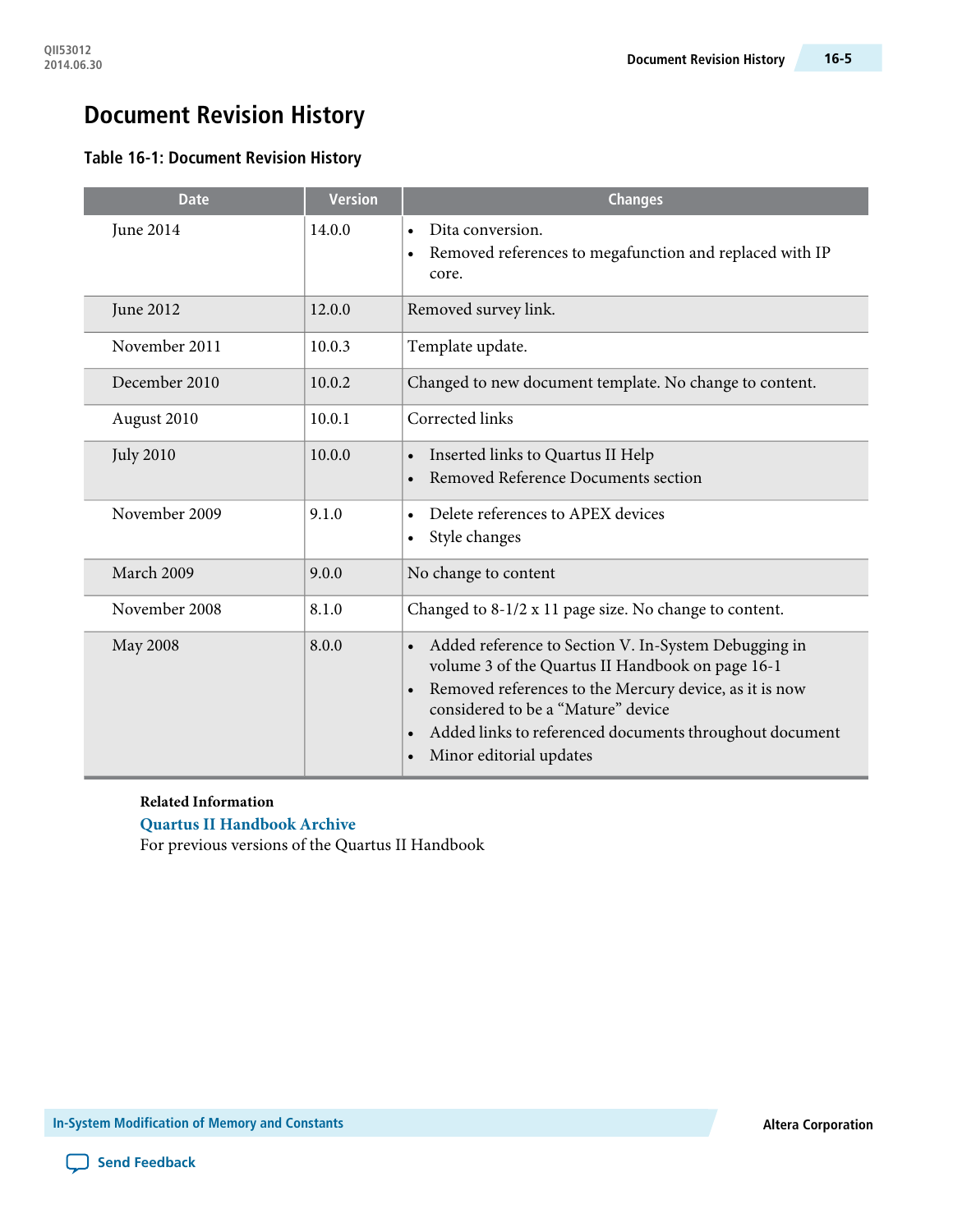# Document Revision History

**Table 16-1: Document Revision History**

| Date | Version | Changes |
|---|---|---|
| June 2014 | 14.0.0 | • Dita conversion.<br>• Removed references to megafunction and replaced with IP core. |
| June 2012 | 12.0.0 | Removed survey link. |
| November 2011 | 10.0.3 | Template update. |
| December 2010 | 10.0.2 | Changed to new document template. No change to content. |
| August 2010 | 10.0.1 | Corrected links |
| July 2010 | 10.0.0 | • Inserted links to Quartus II Help<br>• Removed Reference Documents section |
| November 2009 | 9.1.0 | • Delete references to APEX devices<br>• Style changes |
| March 2009 | 9.0.0 | No change to content |
| November 2008 | 8.1.0 | Changed to 8-1/2 x 11 page size. No change to content. |
| May 2008 | 8.0.0 | • Added reference to Section V. In-System Debugging in volume 3 of the Quartus II Handbook on page 16-1<br>• Removed references to the Mercury device, as it is now considered to be a "Mature" device<br>• Added links to referenced documents throughout document<br>• Minor editorial updates |

**Related Information**

Quartus II Handbook Archive

For previous versions of the Quartus II Handbook